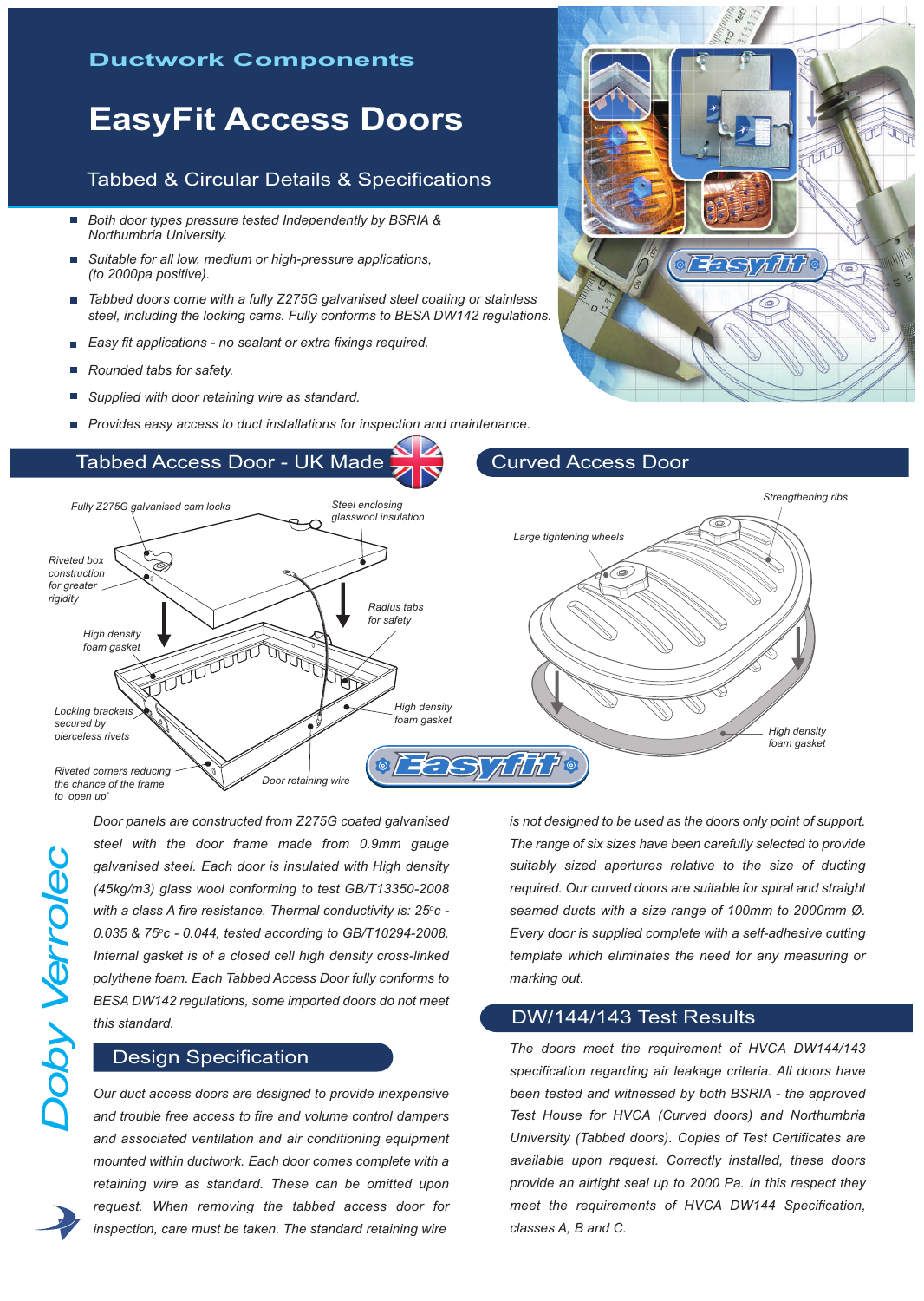Ductwork Components

# EasyFit Access Doors

## Tabbed & Circular Details & Specifications

- *Both door types pressure tested Independently by BSRIA & Northumbria University.*
- *Suitable for all low, medium or high-pressure applications, (to 2000pa positive).*
- *Tabbed doors come with a fully Z275G galvanised steel coating or stainless steel, including the locking cams. Fully conforms to BESA DW142 regulations.*
- *Easy fit applications - no sealant or extra fixings required.*
- *Rounded tabs for safety.*
- *Supplied with door retaining wire as standard.*
- *Provides easy access to duct installations for inspection and maintenance.*

## Tabbed Access Door - UK Made

*Fully Z275G galvanised cam locks*

*Steel enclosing glasswool insulation*

*Riveted box construction for greater rigidity*

*Radius tabs for safety*

*High density foam gasket*

*Locking brackets secured by pierceless rivets*

*High density foam gasket*

*Riveted corners reducing the chance of the frame to 'open up'*

*Door retaining wire*

*Door panels are constructed from Z275G coated galvanised steel with the door frame made from 0.9mm gauge galvanised steel. Each door is insulated with High density (45kg/m3) glass wool conforming to test GB/T13350-2008 with a class A fire resistance. Thermal conductivity is: 25°c - 0.035 & 75°c - 0.044, tested according to GB/T10294-2008. Internal gasket is of a closed cell high density cross-linked polythene foam. Each Tabbed Access Door fully conforms to BESA DW142 regulations, some imported doors do not meet this standard.*

## Design Specification

*Our duct access doors are designed to provide inexpensive and trouble free access to fire and volume control dampers and associated ventilation and air conditioning equipment mounted within ductwork. Each door comes complete with a retaining wire as standard. These can be omitted upon request. When removing the tabbed access door for inspection, care must be taken. The standard retaining wire is not designed to be used as the doors only point of support.*

## Curved Access Door

*Strengthening ribs*

*Large tightening wheels*

*High density foam gasket*

*The range of six sizes have been carefully selected to provide suitably sized apertures relative to the size of ducting required. Our curved doors are suitable for spiral and straight seamed ducts with a size range of 100mm to 2000mm Ø. Every door is supplied complete with a self-adhesive cutting template which eliminates the need for any measuring or marking out.*

## DW/144/143 Test Results

*The doors meet the requirement of HVCA DW144/143 specification regarding air leakage criteria. All doors have been tested and witnessed by both BSRIA - the approved Test House for HVCA (Curved doors) and Northumbria University (Tabbed doors). Copies of Test Certificates are available upon request. Correctly installed, these doors provide an airtight seal up to 2000 Pa. In this respect they meet the requirements of HVCA DW144 Specification, classes A, B and C.*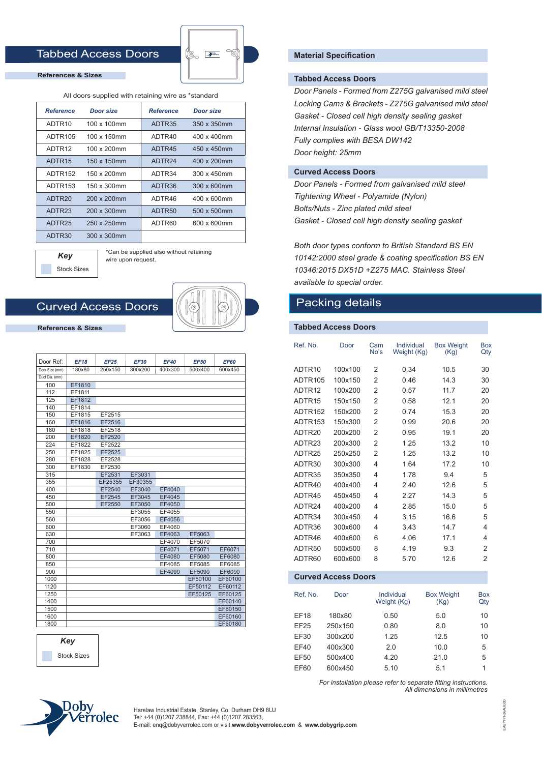## Tabbed Access Doors

**References & Sizes**

All doors supplied with retaining wire as *standard

| Reference | Door size | Reference | Door size |
|---|---|---|---|
| ADTR10 | 100 x 100mm | ADTR35 | 350 x 350mm |
| ADTR105 | 100 x 150mm | ADTR40 | 400 x 400mm |
| ADTR12 | 100 x 200mm | ADTR45 | 450 x 450mm |
| ADTR15 | 150 x 150mm | ADTR24 | 400 x 200mm |
| ADTR152 | 150 x 200mm | ADTR34 | 300 x 450mm |
| ADTR153 | 150 x 300mm | ADTR36 | 300 x 600mm |
| ADTR20 | 200 x 200mm | ADTR46 | 400 x 600mm |
| ADTR23 | 200 x 300mm | ADTR50 | 500 x 500mm |
| ADTR25 | 250 x 250mm | ADTR60 | 600 x 600mm |
| ADTR30 | 300 x 300mm | | |

**Key**

Stock Sizes

*Can be supplied also without retaining wire upon request.

## Curved Access Doors

**References & Sizes**

| Door Ref: | EF18 | EF25 | EF30 | EF40 | EF50 | EF60 |
|---|---|---|---|---|---|---|
| Door Size (mm) | 180x80 | 250x150 | 300x200 | 400x300 | 500x400 | 600x450 |
| Duct Dia. (mm) | | | | | | |
| 100 | EF1810 | | | | | |
| 112 | EF1811 | | | | | |
| 125 | EF1812 | | | | | |
| 140 | EF1814 | | | | | |
| 150 | EF1815 | EF2515 | | | | |
| 160 | EF1816 | EF2516 | | | | |
| 180 | EF1818 | EF2518 | | | | |
| 200 | EF1820 | EF2520 | | | | |
| 224 | EF1822 | EF2522 | | | | |
| 250 | EF1825 | EF2525 | | | | |
| 280 | EF1828 | EF2528 | | | | |
| 300 | EF1830 | EF2530 | | | | |
| 315 | | EF2531 | EF3031 | | | |
| 355 | | EF25355 | EF30355 | | | |
| 400 | | EF2540 | EF3040 | EF4040 | | |
| 450 | | EF2545 | EF3045 | EF4045 | | |
| 500 | | EF2550 | EF3050 | EF4050 | | |
| 550 | | | EF3055 | EF4055 | | |
| 560 | | | EF3056 | EF4056 | | |
| 600 | | | EF3060 | EF4060 | | |
| 630 | | | EF3063 | EF4063 | EF5063 | |
| 700 | | | | EF4070 | EF5070 | |
| 710 | | | | EF4071 | EF5071 | EF6071 |
| 800 | | | | EF4080 | EF5080 | EF6080 |
| 850 | | | | EF4085 | EF5085 | EF6085 |
| 900 | | | | EF4090 | EF5090 | EF6090 |
| 1000 | | | | | EF50100 | EF60100 |
| 1120 | | | | | EF50112 | EF60112 |
| 1250 | | | | | EF50125 | EF60125 |
| 1400 | | | | | | EF60140 |
| 1500 | | | | | | EF60150 |
| 1600 | | | | | | EF60160 |
| 1800 | | | | | | EF60180 |

**Key**

Stock Sizes

## Material Specification

### Tabbed Access Doors

*Door Panels - Formed from Z275G galvanised mild steel*
*Locking Cams & Brackets - Z275G galvanised mild steel*
*Gasket - Closed cell high density sealing gasket*
*Internal Insulation - Glass wool GB/T13350-2008*
*Fully complies with BESA DW142*
*Door height: 25mm*

### Curved Access Doors

*Door Panels - Formed from galvanised mild steel*
*Tightening Wheel - Polyamide (Nylon)*
*Bolts/Nuts - Zinc plated mild steel*
*Gasket - Closed cell high density sealing gasket*

*Both door types conform to British Standard BS EN 10142:2000 steel grade & coating specification BS EN 10346:2015 DX51D +Z275 MAC. Stainless Steel available to special order.*

## Packing details

### Tabbed Access Doors

| Ref. No. | Door | Cam No's | Individual Weight (Kg) | Box Weight (Kg) | Box Qty |
|---|---|---|---|---|---|
| ADTR10 | 100x100 | 2 | 0.34 | 10.5 | 30 |
| ADTR105 | 100x150 | 2 | 0.46 | 14.3 | 30 |
| ADTR12 | 100x200 | 2 | 0.57 | 11.7 | 20 |
| ADTR15 | 150x150 | 2 | 0.58 | 12.1 | 20 |
| ADTR152 | 150x200 | 2 | 0.74 | 15.3 | 20 |
| ADTR153 | 150x300 | 2 | 0.99 | 20.6 | 20 |
| ADTR20 | 200x200 | 2 | 0.95 | 19.1 | 20 |
| ADTR23 | 200x300 | 2 | 1.25 | 13.2 | 10 |
| ADTR25 | 250x250 | 2 | 1.25 | 13.2 | 10 |
| ADTR30 | 300x300 | 4 | 1.64 | 17.2 | 10 |
| ADTR35 | 350x350 | 4 | 1.78 | 9.4 | 5 |
| ADTR40 | 400x400 | 4 | 2.40 | 12.6 | 5 |
| ADTR45 | 450x450 | 4 | 2.27 | 14.3 | 5 |
| ADTR24 | 400x200 | 4 | 2.85 | 15.0 | 5 |
| ADTR34 | 300x450 | 4 | 3.15 | 16.6 | 5 |
| ADTR36 | 300x600 | 4 | 3.43 | 14.7 | 4 |
| ADTR46 | 400x600 | 6 | 4.06 | 17.1 | 4 |
| ADTR50 | 500x500 | 8 | 4.19 | 9.3 | 2 |
| ADTR60 | 600x600 | 8 | 5.70 | 12.6 | 2 |

### Curved Access Doors

| Ref. No. | Door | Individual Weight (Kg) | Box Weight (Kg) | Box Qty |
|---|---|---|---|---|
| EF18 | 180x80 | 0.50 | 5.0 | 10 |
| EF25 | 250x150 | 0.80 | 8.0 | 10 |
| EF30 | 300x200 | 1.25 | 12.5 | 10 |
| EF40 | 400x300 | 2.0 | 10.0 | 5 |
| EF50 | 500x400 | 4.20 | 21.0 | 5 |
| EF60 | 600x450 | 5.10 | 5.1 | 1 |

*For installation please refer to separate fitting instructions.*
*All dimensions in millimetres*

Doby Verrolec

Harelaw Industrial Estate, Stanley, Co. Durham DH9 8UJ
Tel: +44 (0)1207 238844, Fax: +44 (0)1207 283563,
E-mail: enq@dobyverrolec.com or visit **www.dobyverrolec.com** & **www.dobygrip.com**

EASYFIT-26AUG20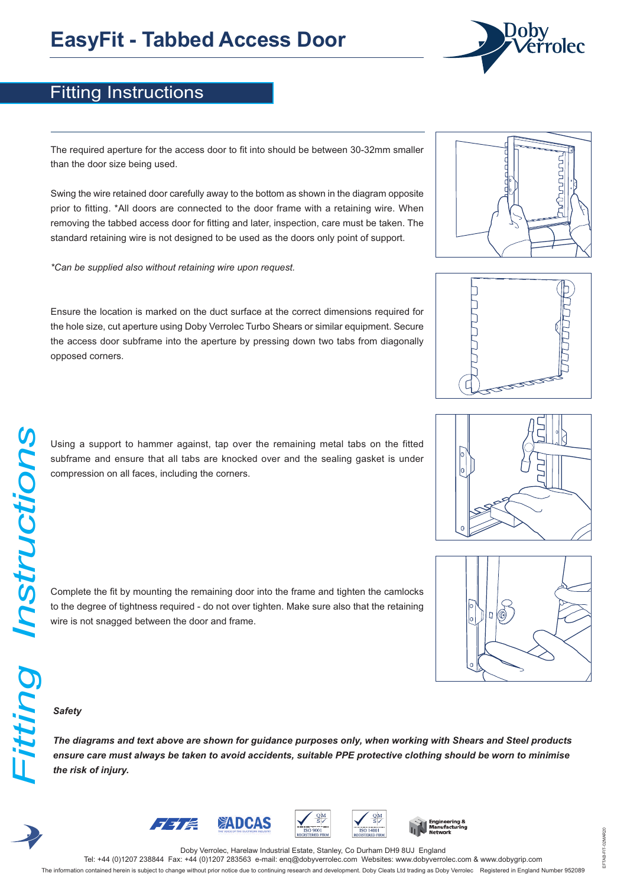# EasyFit - Tabbed Access Door

## Fitting Instructions

The required aperture for the access door to fit into should be between 30-32mm smaller than the door size being used.

Swing the wire retained door carefully away to the bottom as shown in the diagram opposite prior to fitting. *All doors are connected to the door frame with a retaining wire. When removing the tabbed access door for fitting and later, inspection, care must be taken. The standard retaining wire is not designed to be used as the doors only point of support.

*Can be supplied also without retaining wire upon request.*

Ensure the location is marked on the duct surface at the correct dimensions required for the hole size, cut aperture using Doby Verrolec Turbo Shears or similar equipment. Secure the access door subframe into the aperture by pressing down two tabs from diagonally opposed corners.

Using a support to hammer against, tap over the remaining metal tabs on the fitted subframe and ensure that all tabs are knocked over and the sealing gasket is under compression on all faces, including the corners.

Complete the fit by mounting the remaining door into the frame and tighten the camlocks to the degree of tightness required - do not over tighten. Make sure also that the retaining wire is not snagged between the door and frame.

***Safety***

***The diagrams and text above are shown for guidance purposes only, when working with Shears and Steel products ensure care must always be taken to avoid accidents, suitable PPE protective clothing should be worn to minimise the risk of injury.***

Doby Verrolec, Harelaw Industrial Estate, Stanley, Co Durham DH9 8UJ England
Tel: +44 (0)1207 238844 Fax: +44 (0)1207 283563 e-mail: enq@dobyverrolec.com Websites: www.dobyverrolec.com & www.dobygrip.com
The information contained herein is subject to change without prior notice due to continuing research and development. Doby Cleats Ltd trading as Doby Verrolec Registered in England Number 952089